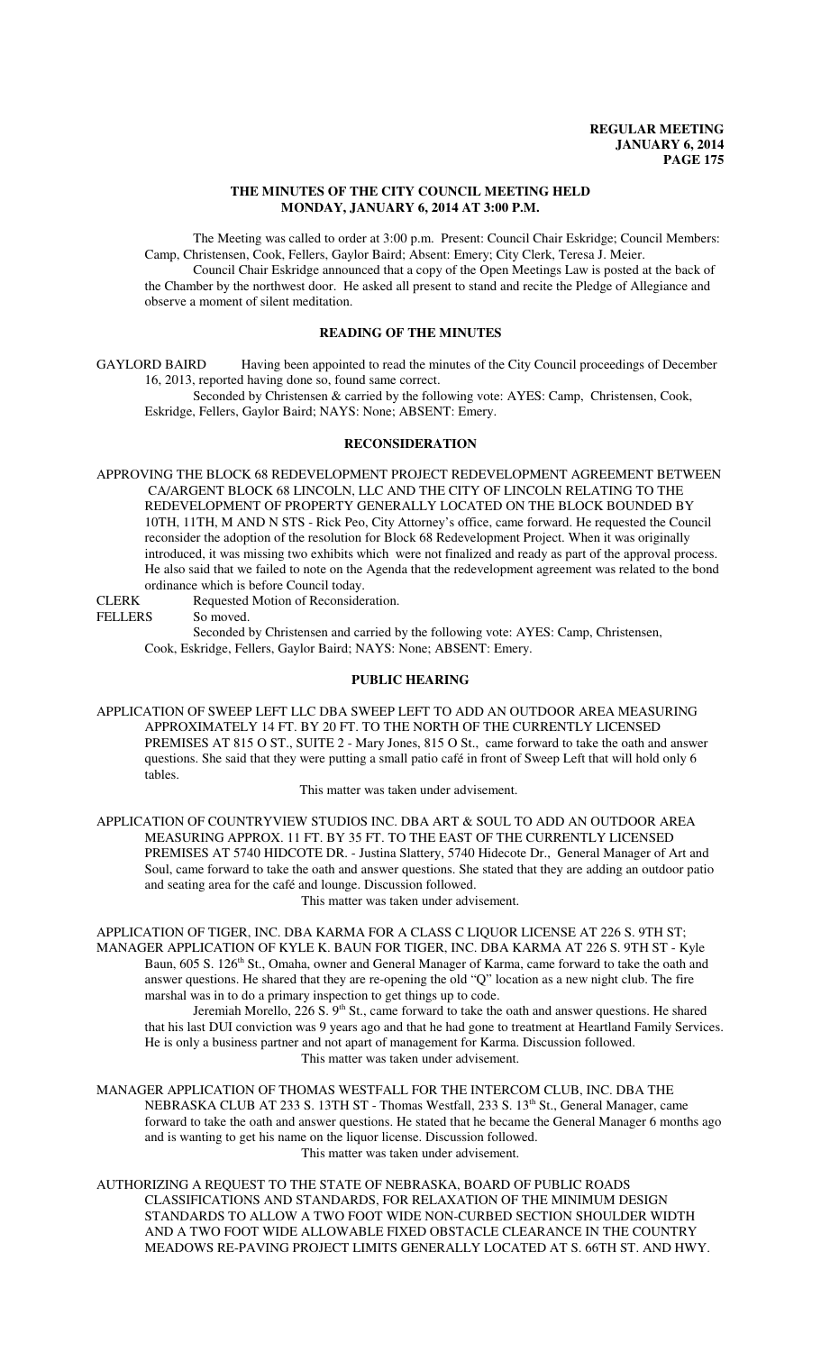# THE MINUTES OF THE CITY COUNCIL MEETING HELD MONDAY, JANUARY 6, 2014 AT 3:00 P.M.

The Meeting was called to order at 3:00 p.m. Present: Council Chair Eskridge; Council Members: Camp, Christensen, Cook, Fellers, Gaylor Baird; Absent: Emery; City Clerk, Teresa J. Meier.

Council Chair Eskridge announced that a copy of the Open Meetings Law is posted at the back of the Chamber by the northwest door. He asked all present to stand and recite the Pledge of Allegiance and observe a moment of silent meditation.

## READING OF THE MINUTES

GAYLORD BAIRD Having been appointed to read the minutes of the City Council proceedings of December 16, 2013, reported having done so, found same correct.

Seconded by Christensen & carried by the following vote: AYES: Camp, Christensen, Cook, Eskridge, Fellers, Gaylor Baird; NAYS: None; ABSENT: Emery.

## RECONSIDERATION

APPROVING THE BLOCK 68 REDEVELOPMENT PROJECT REDEVELOPMENT AGREEMENT BETWEEN CA/ARGENT BLOCK 68 LINCOLN, LLC AND THE CITY OF LINCOLN RELATING TO THE REDEVELOPMENT OF PROPERTY GENERALLY LOCATED ON THE BLOCK BOUNDED BY 10TH, 11TH, M AND N STS - Rick Peo, City Attorney's office, came forward. He requested the Council reconsider the adoption of the resolution for Block 68 Redevelopment Project. When it was originally introduced, it was missing two exhibits which were not finalized and ready as part of the approval process. He also said that we failed to note on the Agenda that the redevelopment agreement was related to the bond ordinance which is before Council today.

CLERK Requested Motion of Reconsideration.

FELLERS So moved.

Seconded by Christensen and carried by the following vote: AYES: Camp, Christensen, Cook, Eskridge, Fellers, Gaylor Baird; NAYS: None; ABSENT: Emery.

## PUBLIC HEARING

APPLICATION OF SWEEP LEFT LLC DBA SWEEP LEFT TO ADD AN OUTDOOR AREA MEASURING APPROXIMATELY 14 FT. BY 20 FT. TO THE NORTH OF THE CURRENTLY LICENSED PREMISES AT 815 O ST., SUITE 2 - Mary Jones, 815 O St., came forward to take the oath and answer questions. She said that they were putting a small patio café in front of Sweep Left that will hold only 6 tables.

This matter was taken under advisement.

APPLICATION OF COUNTRYVIEW STUDIOS INC. DBA ART & SOUL TO ADD AN OUTDOOR AREA MEASURING APPROX. 11 FT. BY 35 FT. TO THE EAST OF THE CURRENTLY LICENSED PREMISES AT 5740 HIDCOTE DR. - Justina Slattery, 5740 Hidecote Dr., General Manager of Art and Soul, came forward to take the oath and answer questions. She stated that they are adding an outdoor patio and seating area for the café and lounge. Discussion followed.

This matter was taken under advisement.

APPLICATION OF TIGER, INC. DBA KARMA FOR A CLASS C LIQUOR LICENSE AT 226 S. 9TH ST; MANAGER APPLICATION OF KYLE K. BAUN FOR TIGER, INC. DBA KARMA AT 226 S. 9TH ST - Kyle Baun, 605 S. 126th St., Omaha, owner and General Manager of Karma, came forward to take the oath and answer questions. He shared that they are re-opening the old "Q" location as a new night club. The fire marshal was in to do a primary inspection to get things up to code.

Jeremiah Morello, 226 S. 9th St., came forward to take the oath and answer questions. He shared that his last DUI conviction was 9 years ago and that he had gone to treatment at Heartland Family Services. He is only a business partner and not apart of management for Karma. Discussion followed.

This matter was taken under advisement.

MANAGER APPLICATION OF THOMAS WESTFALL FOR THE INTERCOM CLUB, INC. DBA THE NEBRASKA CLUB AT 233 S. 13TH ST - Thomas Westfall, 233 S. 13th St., General Manager, came forward to take the oath and answer questions. He stated that he became the General Manager 6 months ago and is wanting to get his name on the liquor license. Discussion followed.

This matter was taken under advisement.

AUTHORIZING A REQUEST TO THE STATE OF NEBRASKA, BOARD OF PUBLIC ROADS CLASSIFICATIONS AND STANDARDS, FOR RELAXATION OF THE MINIMUM DESIGN STANDARDS TO ALLOW A TWO FOOT WIDE NON-CURBED SECTION SHOULDER WIDTH AND A TWO FOOT WIDE ALLOWABLE FIXED OBSTACLE CLEARANCE IN THE COUNTRY MEADOWS RE-PAVING PROJECT LIMITS GENERALLY LOCATED AT S. 66TH ST. AND HWY.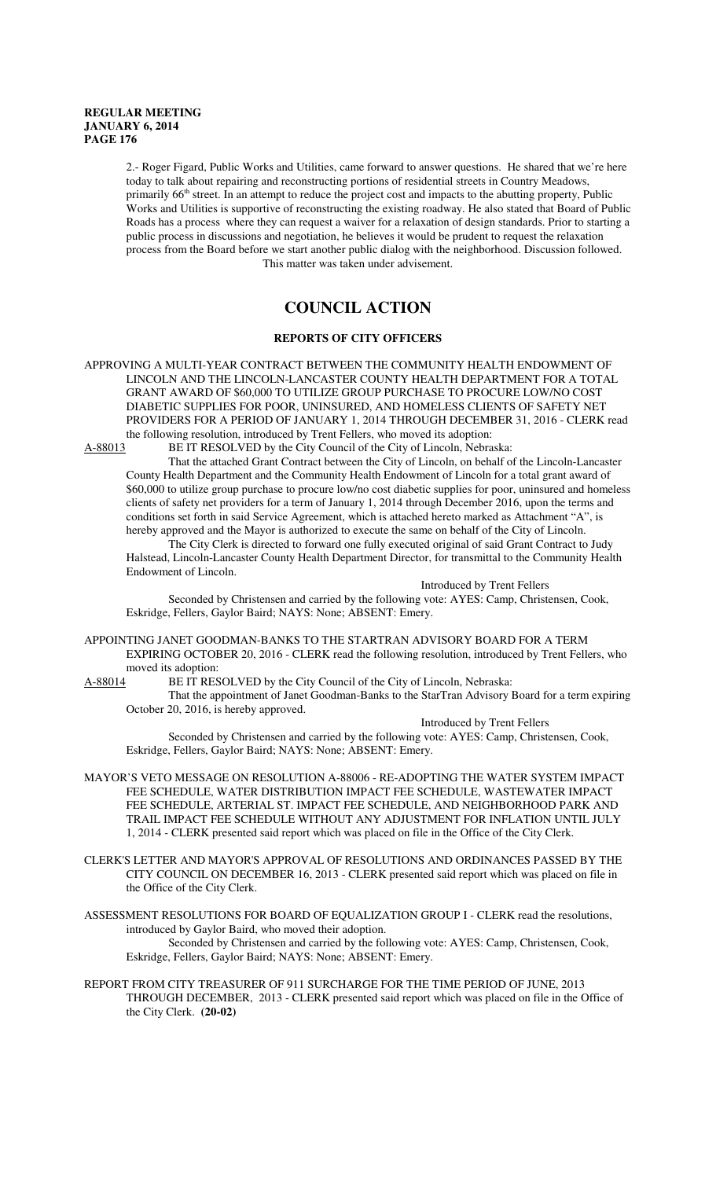2.- Roger Figard, Public Works and Utilities, came forward to answer questions. He shared that we're here today to talk about repairing and reconstructing portions of residential streets in Country Meadows, primarily 66th street. In an attempt to reduce the project cost and impacts to the abutting property, Public Works and Utilities is supportive of reconstructing the existing roadway. He also stated that Board of Public Roads has a process where they can request a waiver for a relaxation of design standards. Prior to starting a public process in discussions and negotiation, he believes it would be prudent to request the relaxation process from the Board before we start another public dialog with the neighborhood. Discussion followed. This matter was taken under advisement.

# COUNCIL ACTION

## REPORTS OF CITY OFFICERS

APPROVING A MULTI-YEAR CONTRACT BETWEEN THE COMMUNITY HEALTH ENDOWMENT OF LINCOLN AND THE LINCOLN-LANCASTER COUNTY HEALTH DEPARTMENT FOR A TOTAL GRANT AWARD OF $60,000 TO UTILIZE GROUP PURCHASE TO PROCURE LOW/NO COST DIABETIC SUPPLIES FOR POOR, UNINSURED, AND HOMELESS CLIENTS OF SAFETY NET PROVIDERS FOR A PERIOD OF JANUARY 1, 2014 THROUGH DECEMBER 31, 2016 - CLERK read the following resolution, introduced by Trent Fellers, who moved its adoption:

A-88013 BE IT RESOLVED by the City Council of the City of Lincoln, Nebraska:

That the attached Grant Contract between the City of Lincoln, on behalf of the Lincoln-Lancaster County Health Department and the Community Health Endowment of Lincoln for a total grant award of $60,000 to utilize group purchase to procure low/no cost diabetic supplies for poor, uninsured and homeless clients of safety net providers for a term of January 1, 2014 through December 2016, upon the terms and conditions set forth in said Service Agreement, which is attached hereto marked as Attachment "A", is hereby approved and the Mayor is authorized to execute the same on behalf of the City of Lincoln.

The City Clerk is directed to forward one fully executed original of said Grant Contract to Judy Halstead, Lincoln-Lancaster County Health Department Director, for transmittal to the Community Health Endowment of Lincoln.

Introduced by Trent Fellers

Seconded by Christensen and carried by the following vote: AYES: Camp, Christensen, Cook, Eskridge, Fellers, Gaylor Baird; NAYS: None; ABSENT: Emery.

APPOINTING JANET GOODMAN-BANKS TO THE STARTRAN ADVISORY BOARD FOR A TERM EXPIRING OCTOBER 20, 2016 - CLERK read the following resolution, introduced by Trent Fellers, who moved its adoption:

A-88014 BE IT RESOLVED by the City Council of the City of Lincoln, Nebraska:

That the appointment of Janet Goodman-Banks to the StarTran Advisory Board for a term expiring October 20, 2016, is hereby approved.

Introduced by Trent Fellers

Seconded by Christensen and carried by the following vote: AYES: Camp, Christensen, Cook, Eskridge, Fellers, Gaylor Baird; NAYS: None; ABSENT: Emery.

MAYOR'S VETO MESSAGE ON RESOLUTION A-88006 - RE-ADOPTING THE WATER SYSTEM IMPACT FEE SCHEDULE, WATER DISTRIBUTION IMPACT FEE SCHEDULE, WASTEWATER IMPACT FEE SCHEDULE, ARTERIAL ST. IMPACT FEE SCHEDULE, AND NEIGHBORHOOD PARK AND TRAIL IMPACT FEE SCHEDULE WITHOUT ANY ADJUSTMENT FOR INFLATION UNTIL JULY 1, 2014 - CLERK presented said report which was placed on file in the Office of the City Clerk.

CLERK'S LETTER AND MAYOR'S APPROVAL OF RESOLUTIONS AND ORDINANCES PASSED BY THE CITY COUNCIL ON DECEMBER 16, 2013 - CLERK presented said report which was placed on file in the Office of the City Clerk.

ASSESSMENT RESOLUTIONS FOR BOARD OF EQUALIZATION GROUP I - CLERK read the resolutions, introduced by Gaylor Baird, who moved their adoption.

Seconded by Christensen and carried by the following vote: AYES: Camp, Christensen, Cook, Eskridge, Fellers, Gaylor Baird; NAYS: None; ABSENT: Emery.

REPORT FROM CITY TREASURER OF 911 SURCHARGE FOR THE TIME PERIOD OF JUNE, 2013 THROUGH DECEMBER, 2013 - CLERK presented said report which was placed on file in the Office of the City Clerk. **(20-02)**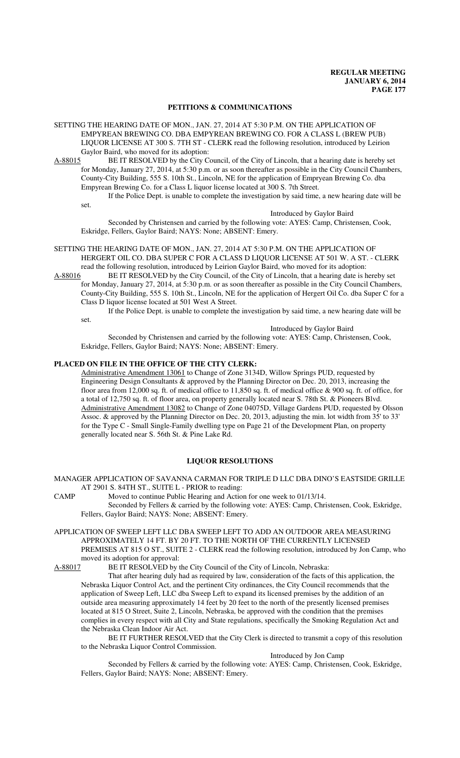## PETITIONS & COMMUNICATIONS

SETTING THE HEARING DATE OF MON., JAN. 27, 2014 AT 5:30 P.M. ON THE APPLICATION OF EMPYREAN BREWING CO. DBA EMPYREAN BREWING CO. FOR A CLASS L (BREW PUB) LIQUOR LICENSE AT 300 S. 7TH ST - CLERK read the following resolution, introduced by Leirion Gaylor Baird, who moved for its adoption:

A-88015 BE IT RESOLVED by the City Council, of the City of Lincoln, that a hearing date is hereby set for Monday, January 27, 2014, at 5:30 p.m. or as soon thereafter as possible in the City Council Chambers, County-City Building, 555 S. 10th St., Lincoln, NE for the application of Empryean Brewing Co. dba Empyrean Brewing Co. for a Class L liquor license located at 300 S. 7th Street.

If the Police Dept. is unable to complete the investigation by said time, a new hearing date will be set.

Introduced by Gaylor Baird

Seconded by Christensen and carried by the following vote: AYES: Camp, Christensen, Cook, Eskridge, Fellers, Gaylor Baird; NAYS: None; ABSENT: Emery.

SETTING THE HEARING DATE OF MON., JAN. 27, 2014 AT 5:30 P.M. ON THE APPLICATION OF HERGERT OIL CO. DBA SUPER C FOR A CLASS D LIQUOR LICENSE AT 501 W. A ST. - CLERK read the following resolution, introduced by Leirion Gaylor Baird, who moved for its adoption:

A-88016 BE IT RESOLVED by the City Council, of the City of Lincoln, that a hearing date is hereby set for Monday, January 27, 2014, at 5:30 p.m. or as soon thereafter as possible in the City Council Chambers, County-City Building, 555 S. 10th St., Lincoln, NE for the application of Hergert Oil Co. dba Super C for a Class D liquor license located at 501 West A Street.

If the Police Dept. is unable to complete the investigation by said time, a new hearing date will be set.

Introduced by Gaylor Baird

Seconded by Christensen and carried by the following vote: AYES: Camp, Christensen, Cook, Eskridge, Fellers, Gaylor Baird; NAYS: None; ABSENT: Emery.

**PLACED ON FILE IN THE OFFICE OF THE CITY CLERK:**

Administrative Amendment 13061 to Change of Zone 3134D, Willow Springs PUD, requested by Engineering Design Consultants & approved by the Planning Director on Dec. 20, 2013, increasing the floor area from 12,000 sq. ft. of medical office to 11,850 sq. ft. of medical office & 900 sq. ft. of office, for a total of 12,750 sq. ft. of floor area, on property generally located near S. 78th St. & Pioneers Blvd.

Administrative Amendment 13082 to Change of Zone 04075D, Village Gardens PUD, requested by Olsson Assoc. & approved by the Planning Director on Dec. 20, 2013, adjusting the min. lot width from 35' to 33' for the Type C - Small Single-Family dwelling type on Page 21 of the Development Plan, on property generally located near S. 56th St. & Pine Lake Rd.

## LIQUOR RESOLUTIONS

MANAGER APPLICATION OF SAVANNA CARMAN FOR TRIPLE D LLC DBA DINO'S EASTSIDE GRILLE AT 2901 S. 84TH ST., SUITE L - PRIOR to reading:

CAMP Moved to continue Public Hearing and Action for one week to 01/13/14.

Seconded by Fellers & carried by the following vote: AYES: Camp, Christensen, Cook, Eskridge, Fellers, Gaylor Baird; NAYS: None; ABSENT: Emery.

APPLICATION OF SWEEP LEFT LLC DBA SWEEP LEFT TO ADD AN OUTDOOR AREA MEASURING APPROXIMATELY 14 FT. BY 20 FT. TO THE NORTH OF THE CURRENTLY LICENSED PREMISES AT 815 O ST., SUITE 2 - CLERK read the following resolution, introduced by Jon Camp, who moved its adoption for approval:

A-88017 BE IT RESOLVED by the City Council of the City of Lincoln, Nebraska:

That after hearing duly had as required by law, consideration of the facts of this application, the Nebraska Liquor Control Act, and the pertinent City ordinances, the City Council recommends that the application of Sweep Left, LLC dba Sweep Left to expand its licensed premises by the addition of an outside area measuring approximately 14 feet by 20 feet to the north of the presently licensed premises located at 815 O Street, Suite 2, Lincoln, Nebraska, be approved with the condition that the premises complies in every respect with all City and State regulations, specifically the Smoking Regulation Act and the Nebraska Clean Indoor Air Act.

BE IT FURTHER RESOLVED that the City Clerk is directed to transmit a copy of this resolution to the Nebraska Liquor Control Commission.

Introduced by Jon Camp

Seconded by Fellers & carried by the following vote: AYES: Camp, Christensen, Cook, Eskridge, Fellers, Gaylor Baird; NAYS: None; ABSENT: Emery.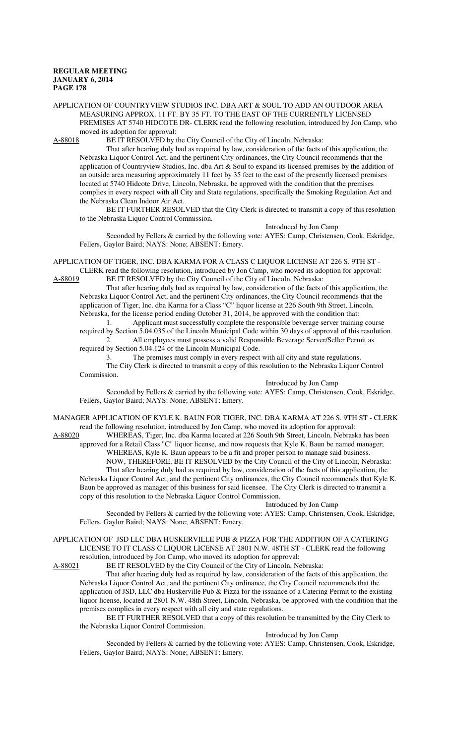APPLICATION OF COUNTRYVIEW STUDIOS INC. DBA ART & SOUL TO ADD AN OUTDOOR AREA MEASURING APPROX. 11 FT. BY 35 FT. TO THE EAST OF THE CURRENTLY LICENSED PREMISES AT 5740 HIDCOTE DR- CLERK read the following resolution, introduced by Jon Camp, who moved its adoption for approval:

A-88018 BE IT RESOLVED by the City Council of the City of Lincoln, Nebraska:

That after hearing duly had as required by law, consideration of the facts of this application, the Nebraska Liquor Control Act, and the pertinent City ordinances, the City Council recommends that the application of Countryview Studios, Inc. dba Art & Soul to expand its licensed premises by the addition of an outside area measuring approximately 11 feet by 35 feet to the east of the presently licensed premises located at 5740 Hidcote Drive, Lincoln, Nebraska, be approved with the condition that the premises complies in every respect with all City and State regulations, specifically the Smoking Regulation Act and the Nebraska Clean Indoor Air Act.

BE IT FURTHER RESOLVED that the City Clerk is directed to transmit a copy of this resolution to the Nebraska Liquor Control Commission.

Introduced by Jon Camp

Seconded by Fellers & carried by the following vote: AYES: Camp, Christensen, Cook, Eskridge, Fellers, Gaylor Baird; NAYS: None; ABSENT: Emery.

APPLICATION OF TIGER, INC. DBA KARMA FOR A CLASS C LIQUOR LICENSE AT 226 S. 9TH ST - CLERK read the following resolution, introduced by Jon Camp, who moved its adoption for approval:

A-88019 BE IT RESOLVED by the City Council of the City of Lincoln, Nebraska:

That after hearing duly had as required by law, consideration of the facts of this application, the Nebraska Liquor Control Act, and the pertinent City ordinances, the City Council recommends that the application of Tiger, Inc. dba Karma for a Class "C" liquor license at 226 South 9th Street, Lincoln, Nebraska, for the license period ending October 31, 2014, be approved with the condition that:

1. Applicant must successfully complete the responsible beverage server training course required by Section 5.04.035 of the Lincoln Municipal Code within 30 days of approval of this resolution.
2. All employees must possess a valid Responsible Beverage Server/Seller Permit as required by Section 5.04.124 of the Lincoln Municipal Code.
3. The premises must comply in every respect with all city and state regulations.

The City Clerk is directed to transmit a copy of this resolution to the Nebraska Liquor Control Commission.

Introduced by Jon Camp

Seconded by Fellers & carried by the following vote: AYES: Camp, Christensen, Cook, Eskridge, Fellers, Gaylor Baird; NAYS: None; ABSENT: Emery.

MANAGER APPLICATION OF KYLE K. BAUN FOR TIGER, INC. DBA KARMA AT 226 S. 9TH ST - CLERK read the following resolution, introduced by Jon Camp, who moved its adoption for approval:

A-88020 WHEREAS, Tiger, Inc. dba Karma located at 226 South 9th Street, Lincoln, Nebraska has been approved for a Retail Class "C" liquor license, and now requests that Kyle K. Baun be named manager;

WHEREAS, Kyle K. Baun appears to be a fit and proper person to manage said business.

NOW, THEREFORE, BE IT RESOLVED by the City Council of the City of Lincoln, Nebraska:

That after hearing duly had as required by law, consideration of the facts of this application, the Nebraska Liquor Control Act, and the pertinent City ordinances, the City Council recommends that Kyle K. Baun be approved as manager of this business for said licensee. The City Clerk is directed to transmit a copy of this resolution to the Nebraska Liquor Control Commission.

Introduced by Jon Camp

Seconded by Fellers & carried by the following vote: AYES: Camp, Christensen, Cook, Eskridge, Fellers, Gaylor Baird; NAYS: None; ABSENT: Emery.

APPLICATION OF JSD LLC DBA HUSKERVILLE PUB & PIZZA FOR THE ADDITION OF A CATERING LICENSE TO IT CLASS C LIQUOR LICENSE AT 2801 N.W. 48TH ST - CLERK read the following resolution, introduced by Jon Camp, who moved its adoption for approval:

A-88021 BE IT RESOLVED by the City Council of the City of Lincoln, Nebraska:

That after hearing duly had as required by law, consideration of the facts of this application, the Nebraska Liquor Control Act, and the pertinent City ordinance, the City Council recommends that the application of JSD, LLC dba Huskerville Pub & Pizza for the issuance of a Catering Permit to the existing liquor license, located at 2801 N.W. 48th Street, Lincoln, Nebraska, be approved with the condition that the premises complies in every respect with all city and state regulations.

BE IT FURTHER RESOLVED that a copy of this resolution be transmitted by the City Clerk to the Nebraska Liquor Control Commission.

Introduced by Jon Camp

Seconded by Fellers & carried by the following vote: AYES: Camp, Christensen, Cook, Eskridge, Fellers, Gaylor Baird; NAYS: None; ABSENT: Emery.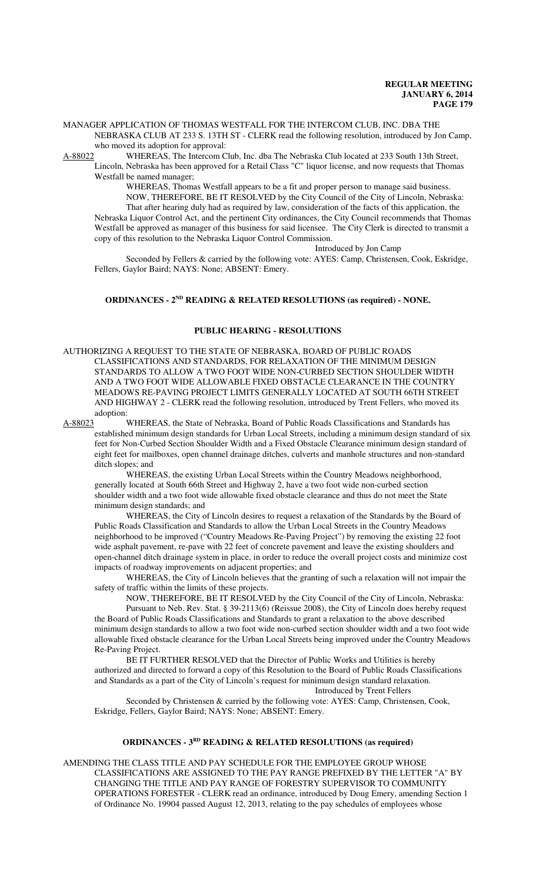MANAGER APPLICATION OF THOMAS WESTFALL FOR THE INTERCOM CLUB, INC. DBA THE NEBRASKA CLUB AT 233 S. 13TH ST - CLERK read the following resolution, introduced by Jon Camp, who moved its adoption for approval:

A-88022 WHEREAS, The Intercom Club, Inc. dba The Nebraska Club located at 233 South 13th Street, Lincoln, Nebraska has been approved for a Retail Class "C" liquor license, and now requests that Thomas Westfall be named manager;

WHEREAS, Thomas Westfall appears to be a fit and proper person to manage said business.

NOW, THEREFORE, BE IT RESOLVED by the City Council of the City of Lincoln, Nebraska:

That after hearing duly had as required by law, consideration of the facts of this application, the Nebraska Liquor Control Act, and the pertinent City ordinances, the City Council recommends that Thomas Westfall be approved as manager of this business for said licensee. The City Clerk is directed to transmit a copy of this resolution to the Nebraska Liquor Control Commission.

Introduced by Jon Camp

Seconded by Fellers & carried by the following vote: AYES: Camp, Christensen, Cook, Eskridge, Fellers, Gaylor Baird; NAYS: None; ABSENT: Emery.

## ORDINANCES - 2ND READING & RELATED RESOLUTIONS (as required) - NONE.

## PUBLIC HEARING - RESOLUTIONS

AUTHORIZING A REQUEST TO THE STATE OF NEBRASKA, BOARD OF PUBLIC ROADS CLASSIFICATIONS AND STANDARDS, FOR RELAXATION OF THE MINIMUM DESIGN STANDARDS TO ALLOW A TWO FOOT WIDE NON-CURBED SECTION SHOULDER WIDTH AND A TWO FOOT WIDE ALLOWABLE FIXED OBSTACLE CLEARANCE IN THE COUNTRY MEADOWS RE-PAVING PROJECT LIMITS GENERALLY LOCATED AT SOUTH 66TH STREET AND HIGHWAY 2 - CLERK read the following resolution, introduced by Trent Fellers, who moved its adoption:

A-88023 WHEREAS, the State of Nebraska, Board of Public Roads Classifications and Standards has established minimum design standards for Urban Local Streets, including a minimum design standard of six feet for Non-Curbed Section Shoulder Width and a Fixed Obstacle Clearance minimum design standard of eight feet for mailboxes, open channel drainage ditches, culverts and manhole structures and non-standard ditch slopes; and

WHEREAS, the existing Urban Local Streets within the Country Meadows neighborhood, generally located at South 66th Street and Highway 2, have a two foot wide non-curbed section shoulder width and a two foot wide allowable fixed obstacle clearance and thus do not meet the State minimum design standards; and

WHEREAS, the City of Lincoln desires to request a relaxation of the Standards by the Board of Public Roads Classification and Standards to allow the Urban Local Streets in the Country Meadows neighborhood to be improved ("Country Meadows Re-Paving Project") by removing the existing 22 foot wide asphalt pavement, re-pave with 22 feet of concrete pavement and leave the existing shoulders and open-channel ditch drainage system in place, in order to reduce the overall project costs and minimize cost impacts of roadway improvements on adjacent properties; and

WHEREAS, the City of Lincoln believes that the granting of such a relaxation will not impair the safety of traffic within the limits of these projects.

NOW, THEREFORE, BE IT RESOLVED by the City Council of the City of Lincoln, Nebraska:

Pursuant to Neb. Rev. Stat. § 39-2113(6) (Reissue 2008), the City of Lincoln does hereby request the Board of Public Roads Classifications and Standards to grant a relaxation to the above described minimum design standards to allow a two foot wide non-curbed section shoulder width and a two foot wide allowable fixed obstacle clearance for the Urban Local Streets being improved under the Country Meadows Re-Paving Project.

BE IT FURTHER RESOLVED that the Director of Public Works and Utilities is hereby authorized and directed to forward a copy of this Resolution to the Board of Public Roads Classifications and Standards as a part of the City of Lincoln's request for minimum design standard relaxation.

Introduced by Trent Fellers

Seconded by Christensen & carried by the following vote: AYES: Camp, Christensen, Cook, Eskridge, Fellers, Gaylor Baird; NAYS: None; ABSENT: Emery.

## ORDINANCES - 3RD READING & RELATED RESOLUTIONS (as required)

AMENDING THE CLASS TITLE AND PAY SCHEDULE FOR THE EMPLOYEE GROUP WHOSE CLASSIFICATIONS ARE ASSIGNED TO THE PAY RANGE PREFIXED BY THE LETTER "A" BY CHANGING THE TITLE AND PAY RANGE OF FORESTRY SUPERVISOR TO COMMUNITY OPERATIONS FORESTER - CLERK read an ordinance, introduced by Doug Emery, amending Section 1 of Ordinance No. 19904 passed August 12, 2013, relating to the pay schedules of employees whose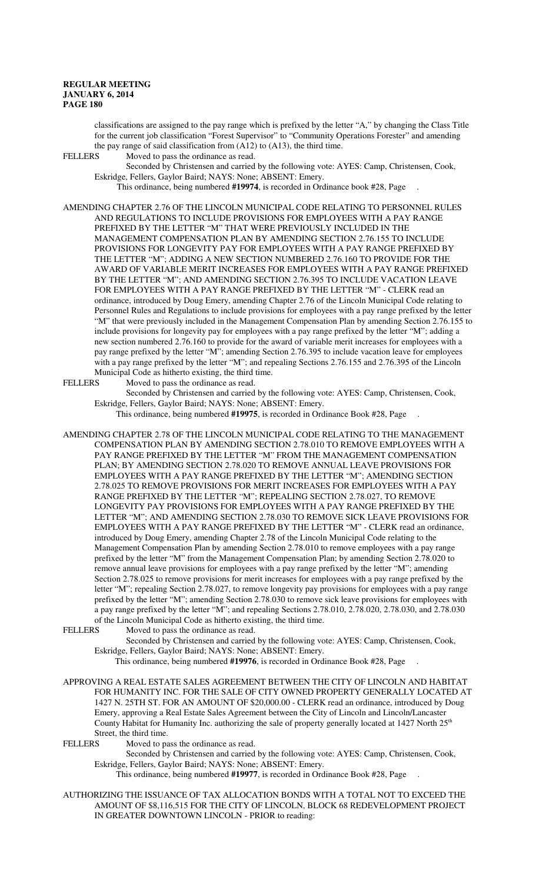classifications are assigned to the pay range which is prefixed by the letter "A," by changing the Class Title for the current job classification "Forest Supervisor" to "Community Operations Forester" and amending the pay range of said classification from (A12) to (A13), the third time.

FELLERS Moved to pass the ordinance as read.

Seconded by Christensen and carried by the following vote: AYES: Camp, Christensen, Cook, Eskridge, Fellers, Gaylor Baird; NAYS: None; ABSENT: Emery.

This ordinance, being numbered **#19974**, is recorded in Ordinance book #28, Page .

AMENDING CHAPTER 2.76 OF THE LINCOLN MUNICIPAL CODE RELATING TO PERSONNEL RULES AND REGULATIONS TO INCLUDE PROVISIONS FOR EMPLOYEES WITH A PAY RANGE PREFIXED BY THE LETTER "M" THAT WERE PREVIOUSLY INCLUDED IN THE MANAGEMENT COMPENSATION PLAN BY AMENDING SECTION 2.76.155 TO INCLUDE PROVISIONS FOR LONGEVITY PAY FOR EMPLOYEES WITH A PAY RANGE PREFIXED BY THE LETTER "M"; ADDING A NEW SECTION NUMBERED 2.76.160 TO PROVIDE FOR THE AWARD OF VARIABLE MERIT INCREASES FOR EMPLOYEES WITH A PAY RANGE PREFIXED BY THE LETTER "M"; AND AMENDING SECTION 2.76.395 TO INCLUDE VACATION LEAVE FOR EMPLOYEES WITH A PAY RANGE PREFIXED BY THE LETTER "M" - CLERK read an ordinance, introduced by Doug Emery, amending Chapter 2.76 of the Lincoln Municipal Code relating to Personnel Rules and Regulations to include provisions for employees with a pay range prefixed by the letter "M" that were previously included in the Management Compensation Plan by amending Section 2.76.155 to include provisions for longevity pay for employees with a pay range prefixed by the letter "M"; adding a new section numbered 2.76.160 to provide for the award of variable merit increases for employees with a pay range prefixed by the letter "M"; amending Section 2.76.395 to include vacation leave for employees with a pay range prefixed by the letter "M"; and repealing Sections 2.76.155 and 2.76.395 of the Lincoln Municipal Code as hitherto existing, the third time.

FELLERS Moved to pass the ordinance as read.

Seconded by Christensen and carried by the following vote: AYES: Camp, Christensen, Cook, Eskridge, Fellers, Gaylor Baird; NAYS: None; ABSENT: Emery.

This ordinance, being numbered **#19975**, is recorded in Ordinance Book #28, Page .

AMENDING CHAPTER 2.78 OF THE LINCOLN MUNICIPAL CODE RELATING TO THE MANAGEMENT COMPENSATION PLAN BY AMENDING SECTION 2.78.010 TO REMOVE EMPLOYEES WITH A PAY RANGE PREFIXED BY THE LETTER "M" FROM THE MANAGEMENT COMPENSATION PLAN; BY AMENDING SECTION 2.78.020 TO REMOVE ANNUAL LEAVE PROVISIONS FOR EMPLOYEES WITH A PAY RANGE PREFIXED BY THE LETTER "M"; AMENDING SECTION 2.78.025 TO REMOVE PROVISIONS FOR MERIT INCREASES FOR EMPLOYEES WITH A PAY RANGE PREFIXED BY THE LETTER "M"; REPEALING SECTION 2.78.027, TO REMOVE LONGEVITY PAY PROVISIONS FOR EMPLOYEES WITH A PAY RANGE PREFIXED BY THE LETTER "M"; AND AMENDING SECTION 2.78.030 TO REMOVE SICK LEAVE PROVISIONS FOR EMPLOYEES WITH A PAY RANGE PREFIXED BY THE LETTER "M" - CLERK read an ordinance, introduced by Doug Emery, amending Chapter 2.78 of the Lincoln Municipal Code relating to the Management Compensation Plan by amending Section 2.78.010 to remove employees with a pay range prefixed by the letter "M" from the Management Compensation Plan; by amending Section 2.78.020 to remove annual leave provisions for employees with a pay range prefixed by the letter "M"; amending Section 2.78.025 to remove provisions for merit increases for employees with a pay range prefixed by the letter "M"; repealing Section 2.78.027, to remove longevity pay provisions for employees with a pay range prefixed by the letter "M"; amending Section 2.78.030 to remove sick leave provisions for employees with a pay range prefixed by the letter "M"; and repealing Sections 2.78.010, 2.78.020, 2.78.030, and 2.78.030 of the Lincoln Municipal Code as hitherto existing, the third time.

FELLERS Moved to pass the ordinance as read.

Seconded by Christensen and carried by the following vote: AYES: Camp, Christensen, Cook, Eskridge, Fellers, Gaylor Baird; NAYS: None; ABSENT: Emery.

This ordinance, being numbered **#19976**, is recorded in Ordinance Book #28, Page .

APPROVING A REAL ESTATE SALES AGREEMENT BETWEEN THE CITY OF LINCOLN AND HABITAT FOR HUMANITY INC. FOR THE SALE OF CITY OWNED PROPERTY GENERALLY LOCATED AT 1427 N. 25TH ST. FOR AN AMOUNT OF $20,000.00 - CLERK read an ordinance, introduced by Doug Emery, approving a Real Estate Sales Agreement between the City of Lincoln and Lincoln/Lancaster County Habitat for Humanity Inc. authorizing the sale of property generally located at 1427 North 25th Street, the third time.

FELLERS Moved to pass the ordinance as read.

Seconded by Christensen and carried by the following vote: AYES: Camp, Christensen, Cook, Eskridge, Fellers, Gaylor Baird; NAYS: None; ABSENT: Emery.

This ordinance, being numbered **#19977**, is recorded in Ordinance Book #28, Page .

AUTHORIZING THE ISSUANCE OF TAX ALLOCATION BONDS WITH A TOTAL NOT TO EXCEED THE AMOUNT OF $8,116,515 FOR THE CITY OF LINCOLN, BLOCK 68 REDEVELOPMENT PROJECT IN GREATER DOWNTOWN LINCOLN - PRIOR to reading: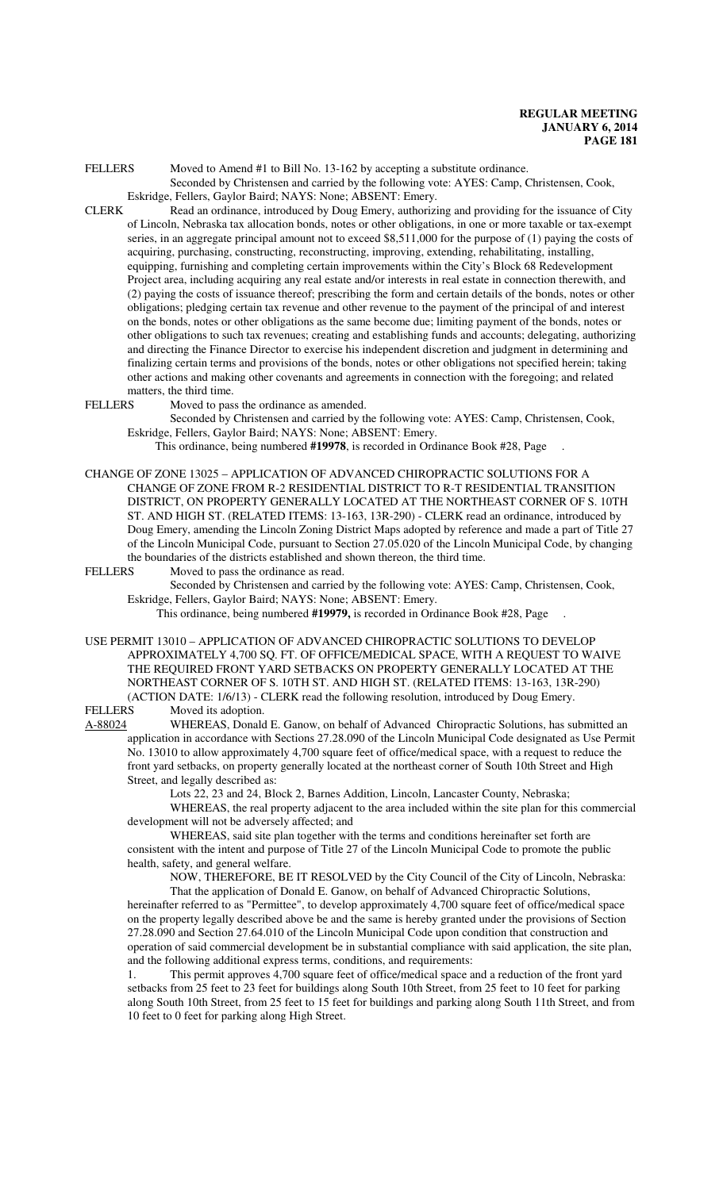FELLERS Moved to Amend #1 to Bill No. 13-162 by accepting a substitute ordinance.

Seconded by Christensen and carried by the following vote: AYES: Camp, Christensen, Cook, Eskridge, Fellers, Gaylor Baird; NAYS: None; ABSENT: Emery.

CLERK Read an ordinance, introduced by Doug Emery, authorizing and providing for the issuance of City of Lincoln, Nebraska tax allocation bonds, notes or other obligations, in one or more taxable or tax-exempt series, in an aggregate principal amount not to exceed $8,511,000 for the purpose of (1) paying the costs of acquiring, purchasing, constructing, reconstructing, improving, extending, rehabilitating, installing, equipping, furnishing and completing certain improvements within the City's Block 68 Redevelopment Project area, including acquiring any real estate and/or interests in real estate in connection therewith, and (2) paying the costs of issuance thereof; prescribing the form and certain details of the bonds, notes or other obligations; pledging certain tax revenue and other revenue to the payment of the principal of and interest on the bonds, notes or other obligations as the same become due; limiting payment of the bonds, notes or other obligations to such tax revenues; creating and establishing funds and accounts; delegating, authorizing and directing the Finance Director to exercise his independent discretion and judgment in determining and finalizing certain terms and provisions of the bonds, notes or other obligations not specified herein; taking other actions and making other covenants and agreements in connection with the foregoing; and related matters, the third time.

FELLERS Moved to pass the ordinance as amended.

Seconded by Christensen and carried by the following vote: AYES: Camp, Christensen, Cook, Eskridge, Fellers, Gaylor Baird; NAYS: None; ABSENT: Emery.

This ordinance, being numbered **#19978**, is recorded in Ordinance Book #28, Page .

CHANGE OF ZONE 13025 – APPLICATION OF ADVANCED CHIROPRACTIC SOLUTIONS FOR A CHANGE OF ZONE FROM R-2 RESIDENTIAL DISTRICT TO R-T RESIDENTIAL TRANSITION DISTRICT, ON PROPERTY GENERALLY LOCATED AT THE NORTHEAST CORNER OF S. 10TH ST. AND HIGH ST. (RELATED ITEMS: 13-163, 13R-290) - CLERK read an ordinance, introduced by Doug Emery, amending the Lincoln Zoning District Maps adopted by reference and made a part of Title 27 of the Lincoln Municipal Code, pursuant to Section 27.05.020 of the Lincoln Municipal Code, by changing the boundaries of the districts established and shown thereon, the third time.

FELLERS Moved to pass the ordinance as read.

Seconded by Christensen and carried by the following vote: AYES: Camp, Christensen, Cook, Eskridge, Fellers, Gaylor Baird; NAYS: None; ABSENT: Emery.

This ordinance, being numbered **#19979,** is recorded in Ordinance Book #28, Page .

USE PERMIT 13010 – APPLICATION OF ADVANCED CHIROPRACTIC SOLUTIONS TO DEVELOP APPROXIMATELY 4,700 SQ. FT. OF OFFICE/MEDICAL SPACE, WITH A REQUEST TO WAIVE THE REQUIRED FRONT YARD SETBACKS ON PROPERTY GENERALLY LOCATED AT THE NORTHEAST CORNER OF S. 10TH ST. AND HIGH ST. (RELATED ITEMS: 13-163, 13R-290) (ACTION DATE: 1/6/13) - CLERK read the following resolution, introduced by Doug Emery.

FELLERS Moved its adoption.

A-88024 WHEREAS, Donald E. Ganow, on behalf of Advanced Chiropractic Solutions, has submitted an application in accordance with Sections 27.28.090 of the Lincoln Municipal Code designated as Use Permit No. 13010 to allow approximately 4,700 square feet of office/medical space, with a request to reduce the front yard setbacks, on property generally located at the northeast corner of South 10th Street and High Street, and legally described as:

Lots 22, 23 and 24, Block 2, Barnes Addition, Lincoln, Lancaster County, Nebraska;

WHEREAS, the real property adjacent to the area included within the site plan for this commercial development will not be adversely affected; and

WHEREAS, said site plan together with the terms and conditions hereinafter set forth are consistent with the intent and purpose of Title 27 of the Lincoln Municipal Code to promote the public health, safety, and general welfare.

NOW, THEREFORE, BE IT RESOLVED by the City Council of the City of Lincoln, Nebraska:

That the application of Donald E. Ganow, on behalf of Advanced Chiropractic Solutions, hereinafter referred to as "Permittee", to develop approximately 4,700 square feet of office/medical space on the property legally described above be and the same is hereby granted under the provisions of Section 27.28.090 and Section 27.64.010 of the Lincoln Municipal Code upon condition that construction and operation of said commercial development be in substantial compliance with said application, the site plan, and the following additional express terms, conditions, and requirements:

1. This permit approves 4,700 square feet of office/medical space and a reduction of the front yard setbacks from 25 feet to 23 feet for buildings along South 10th Street, from 25 feet to 10 feet for parking along South 10th Street, from 25 feet to 15 feet for buildings and parking along South 11th Street, and from 10 feet to 0 feet for parking along High Street.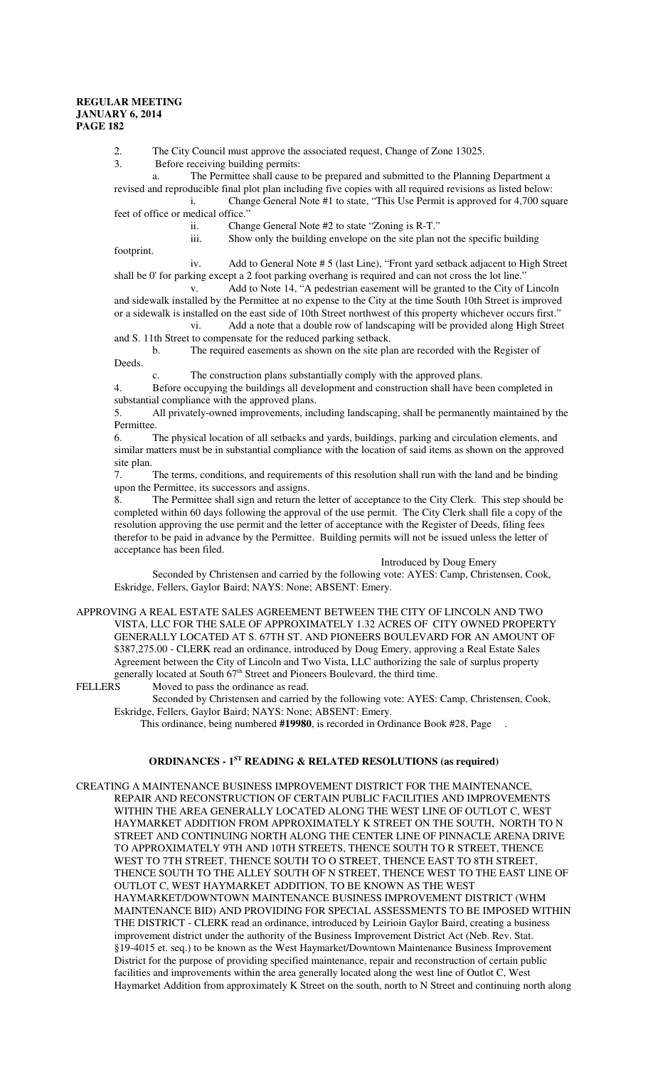2. The City Council must approve the associated request, Change of Zone 13025.

3. Before receiving building permits:

a. The Permittee shall cause to be prepared and submitted to the Planning Department a revised and reproducible final plot plan including five copies with all required revisions as listed below:

i. Change General Note #1 to state, "This Use Permit is approved for 4,700 square feet of office or medical office."

ii. Change General Note #2 to state "Zoning is R-T."

iii. Show only the building envelope on the site plan not the specific building footprint.

iv. Add to General Note # 5 (last Line), "Front yard setback adjacent to High Street shall be 0' for parking except a 2 foot parking overhang is required and can not cross the lot line."

v. Add to Note 14, "A pedestrian easement will be granted to the City of Lincoln and sidewalk installed by the Permittee at no expense to the City at the time South 10th Street is improved or a sidewalk is installed on the east side of 10th Street northwest of this property whichever occurs first."

vi. Add a note that a double row of landscaping will be provided along High Street and S. 11th Street to compensate for the reduced parking setback.

b. The required easements as shown on the site plan are recorded with the Register of Deeds.

c. The construction plans substantially comply with the approved plans.

4. Before occupying the buildings all development and construction shall have been completed in substantial compliance with the approved plans.

5. All privately-owned improvements, including landscaping, shall be permanently maintained by the Permittee.

6. The physical location of all setbacks and yards, buildings, parking and circulation elements, and similar matters must be in substantial compliance with the location of said items as shown on the approved site plan.

7. The terms, conditions, and requirements of this resolution shall run with the land and be binding upon the Permittee, its successors and assigns.

8. The Permittee shall sign and return the letter of acceptance to the City Clerk. This step should be completed within 60 days following the approval of the use permit. The City Clerk shall file a copy of the resolution approving the use permit and the letter of acceptance with the Register of Deeds, filing fees therefor to be paid in advance by the Permittee. Building permits will not be issued unless the letter of acceptance has been filed.

Introduced by Doug Emery

Seconded by Christensen and carried by the following vote: AYES: Camp, Christensen, Cook, Eskridge, Fellers, Gaylor Baird; NAYS: None; ABSENT: Emery.

APPROVING A REAL ESTATE SALES AGREEMENT BETWEEN THE CITY OF LINCOLN AND TWO VISTA, LLC FOR THE SALE OF APPROXIMATELY 1.32 ACRES OF CITY OWNED PROPERTY GENERALLY LOCATED AT S. 67TH ST. AND PIONEERS BOULEVARD FOR AN AMOUNT OF $387,275.00 - CLERK read an ordinance, introduced by Doug Emery, approving a Real Estate Sales Agreement between the City of Lincoln and Two Vista, LLC authorizing the sale of surplus property generally located at South 67th Street and Pioneers Boulevard, the third time.

FELLERS Moved to pass the ordinance as read.

Seconded by Christensen and carried by the following vote: AYES: Camp, Christensen, Cook, Eskridge, Fellers, Gaylor Baird; NAYS: None; ABSENT: Emery.

This ordinance, being numbered **#19980**, is recorded in Ordinance Book #28, Page .

## ORDINANCES - 1ST READING & RELATED RESOLUTIONS (as required)

CREATING A MAINTENANCE BUSINESS IMPROVEMENT DISTRICT FOR THE MAINTENANCE, REPAIR AND RECONSTRUCTION OF CERTAIN PUBLIC FACILITIES AND IMPROVEMENTS WITHIN THE AREA GENERALLY LOCATED ALONG THE WEST LINE OF OUTLOT C, WEST HAYMARKET ADDITION FROM APPROXIMATELY K STREET ON THE SOUTH, NORTH TO N STREET AND CONTINUING NORTH ALONG THE CENTER LINE OF PINNACLE ARENA DRIVE TO APPROXIMATELY 9TH AND 10TH STREETS, THENCE SOUTH TO R STREET, THENCE WEST TO 7TH STREET, THENCE SOUTH TO O STREET, THENCE EAST TO 8TH STREET, THENCE SOUTH TO THE ALLEY SOUTH OF N STREET, THENCE WEST TO THE EAST LINE OF OUTLOT C, WEST HAYMARKET ADDITION, TO BE KNOWN AS THE WEST HAYMARKET/DOWNTOWN MAINTENANCE BUSINESS IMPROVEMENT DISTRICT (WHM MAINTENANCE BID) AND PROVIDING FOR SPECIAL ASSESSMENTS TO BE IMPOSED WITHIN THE DISTRICT - CLERK read an ordinance, introduced by Leirioin Gaylor Baird, creating a business improvement district under the authority of the Business Improvement District Act (Neb. Rev. Stat. §19-4015 et. seq.) to be known as the West Haymarket/Downtown Maintenance Business Improvement District for the purpose of providing specified maintenance, repair and reconstruction of certain public facilities and improvements within the area generally located along the west line of Outlot C, West Haymarket Addition from approximately K Street on the south, north to N Street and continuing north along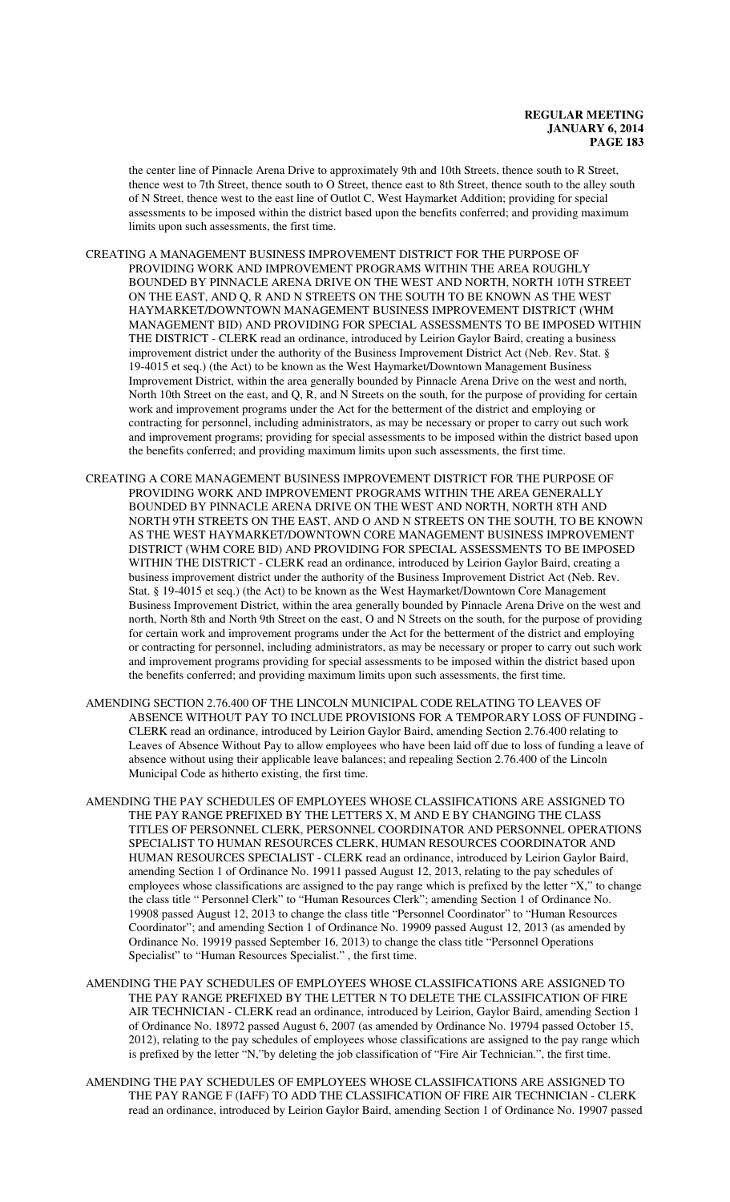the center line of Pinnacle Arena Drive to approximately 9th and 10th Streets, thence south to R Street, thence west to 7th Street, thence south to O Street, thence east to 8th Street, thence south to the alley south of N Street, thence west to the east line of Outlot C, West Haymarket Addition; providing for special assessments to be imposed within the district based upon the benefits conferred; and providing maximum limits upon such assessments, the first time.

CREATING A MANAGEMENT BUSINESS IMPROVEMENT DISTRICT FOR THE PURPOSE OF PROVIDING WORK AND IMPROVEMENT PROGRAMS WITHIN THE AREA ROUGHLY BOUNDED BY PINNACLE ARENA DRIVE ON THE WEST AND NORTH, NORTH 10TH STREET ON THE EAST, AND Q, R AND N STREETS ON THE SOUTH TO BE KNOWN AS THE WEST HAYMARKET/DOWNTOWN MANAGEMENT BUSINESS IMPROVEMENT DISTRICT (WHM MANAGEMENT BID) AND PROVIDING FOR SPECIAL ASSESSMENTS TO BE IMPOSED WITHIN THE DISTRICT - CLERK read an ordinance, introduced by Leirion Gaylor Baird, creating a business improvement district under the authority of the Business Improvement District Act (Neb. Rev. Stat. § 19-4015 et seq.) (the Act) to be known as the West Haymarket/Downtown Management Business Improvement District, within the area generally bounded by Pinnacle Arena Drive on the west and north, North 10th Street on the east, and Q, R, and N Streets on the south, for the purpose of providing for certain work and improvement programs under the Act for the betterment of the district and employing or contracting for personnel, including administrators, as may be necessary or proper to carry out such work and improvement programs; providing for special assessments to be imposed within the district based upon the benefits conferred; and providing maximum limits upon such assessments, the first time.

CREATING A CORE MANAGEMENT BUSINESS IMPROVEMENT DISTRICT FOR THE PURPOSE OF PROVIDING WORK AND IMPROVEMENT PROGRAMS WITHIN THE AREA GENERALLY BOUNDED BY PINNACLE ARENA DRIVE ON THE WEST AND NORTH, NORTH 8TH AND NORTH 9TH STREETS ON THE EAST, AND O AND N STREETS ON THE SOUTH, TO BE KNOWN AS THE WEST HAYMARKET/DOWNTOWN CORE MANAGEMENT BUSINESS IMPROVEMENT DISTRICT (WHM CORE BID) AND PROVIDING FOR SPECIAL ASSESSMENTS TO BE IMPOSED WITHIN THE DISTRICT - CLERK read an ordinance, introduced by Leirion Gaylor Baird, creating a business improvement district under the authority of the Business Improvement District Act (Neb. Rev. Stat. § 19-4015 et seq.) (the Act) to be known as the West Haymarket/Downtown Core Management Business Improvement District, within the area generally bounded by Pinnacle Arena Drive on the west and north, North 8th and North 9th Street on the east, O and N Streets on the south, for the purpose of providing for certain work and improvement programs under the Act for the betterment of the district and employing or contracting for personnel, including administrators, as may be necessary or proper to carry out such work and improvement programs providing for special assessments to be imposed within the district based upon the benefits conferred; and providing maximum limits upon such assessments, the first time.

AMENDING SECTION 2.76.400 OF THE LINCOLN MUNICIPAL CODE RELATING TO LEAVES OF ABSENCE WITHOUT PAY TO INCLUDE PROVISIONS FOR A TEMPORARY LOSS OF FUNDING - CLERK read an ordinance, introduced by Leirion Gaylor Baird, amending Section 2.76.400 relating to Leaves of Absence Without Pay to allow employees who have been laid off due to loss of funding a leave of absence without using their applicable leave balances; and repealing Section 2.76.400 of the Lincoln Municipal Code as hitherto existing, the first time.

AMENDING THE PAY SCHEDULES OF EMPLOYEES WHOSE CLASSIFICATIONS ARE ASSIGNED TO THE PAY RANGE PREFIXED BY THE LETTERS X, M AND E BY CHANGING THE CLASS TITLES OF PERSONNEL CLERK, PERSONNEL COORDINATOR AND PERSONNEL OPERATIONS SPECIALIST TO HUMAN RESOURCES CLERK, HUMAN RESOURCES COORDINATOR AND HUMAN RESOURCES SPECIALIST - CLERK read an ordinance, introduced by Leirion Gaylor Baird, amending Section 1 of Ordinance No. 19911 passed August 12, 2013, relating to the pay schedules of employees whose classifications are assigned to the pay range which is prefixed by the letter "X," to change the class title " Personnel Clerk" to "Human Resources Clerk"; amending Section 1 of Ordinance No. 19908 passed August 12, 2013 to change the class title "Personnel Coordinator" to "Human Resources Coordinator"; and amending Section 1 of Ordinance No. 19909 passed August 12, 2013 (as amended by Ordinance No. 19919 passed September 16, 2013) to change the class title "Personnel Operations Specialist" to "Human Resources Specialist." , the first time.

AMENDING THE PAY SCHEDULES OF EMPLOYEES WHOSE CLASSIFICATIONS ARE ASSIGNED TO THE PAY RANGE PREFIXED BY THE LETTER N TO DELETE THE CLASSIFICATION OF FIRE AIR TECHNICIAN - CLERK read an ordinance, introduced by Leirion, Gaylor Baird, amending Section 1 of Ordinance No. 18972 passed August 6, 2007 (as amended by Ordinance No. 19794 passed October 15, 2012), relating to the pay schedules of employees whose classifications are assigned to the pay range which is prefixed by the letter "N,"by deleting the job classification of "Fire Air Technician.", the first time.

AMENDING THE PAY SCHEDULES OF EMPLOYEES WHOSE CLASSIFICATIONS ARE ASSIGNED TO THE PAY RANGE F (IAFF) TO ADD THE CLASSIFICATION OF FIRE AIR TECHNICIAN - CLERK read an ordinance, introduced by Leirion Gaylor Baird, amending Section 1 of Ordinance No. 19907 passed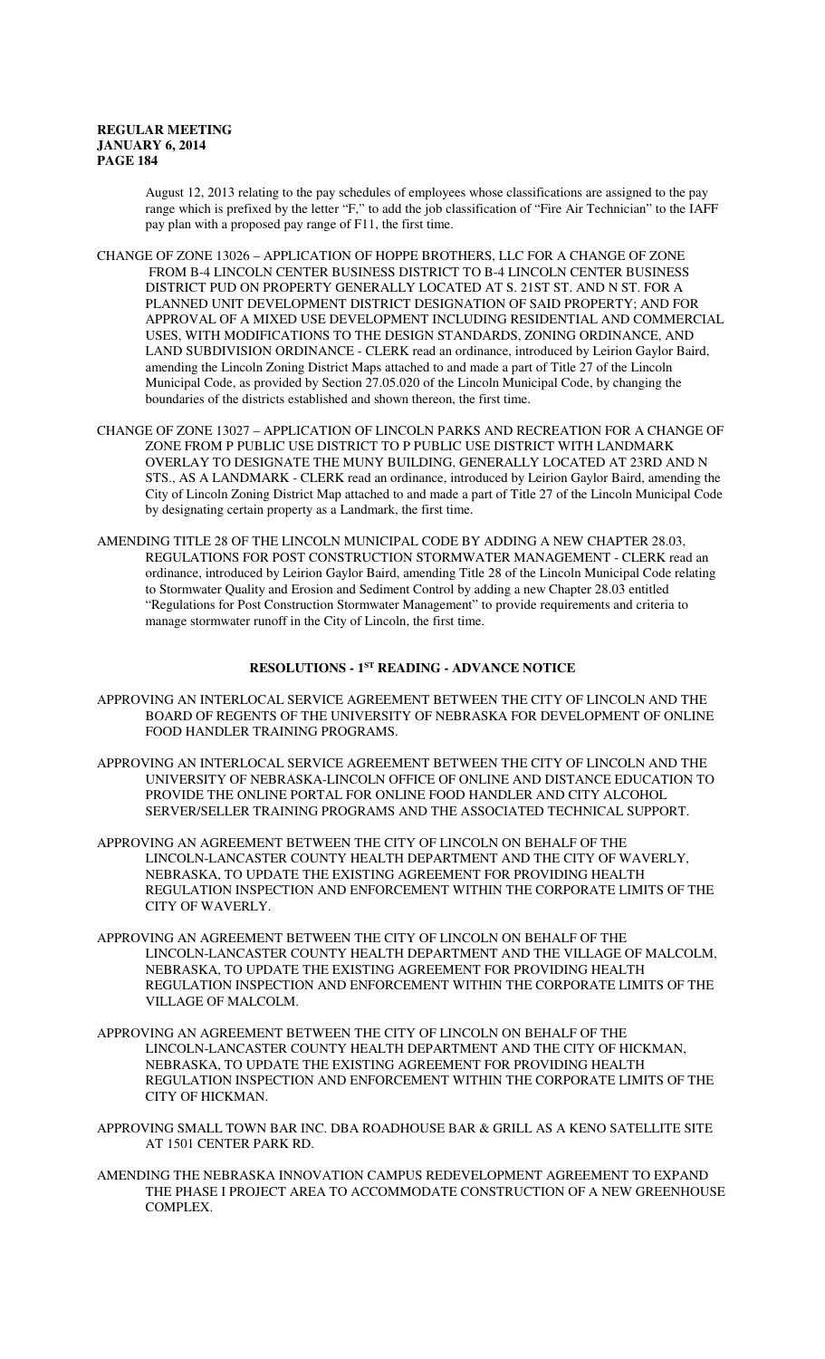August 12, 2013 relating to the pay schedules of employees whose classifications are assigned to the pay range which is prefixed by the letter "F," to add the job classification of "Fire Air Technician" to the IAFF pay plan with a proposed pay range of F11, the first time.

CHANGE OF ZONE 13026 – APPLICATION OF HOPPE BROTHERS, LLC FOR A CHANGE OF ZONE FROM B-4 LINCOLN CENTER BUSINESS DISTRICT TO B-4 LINCOLN CENTER BUSINESS DISTRICT PUD ON PROPERTY GENERALLY LOCATED AT S. 21ST ST. AND N ST. FOR A PLANNED UNIT DEVELOPMENT DISTRICT DESIGNATION OF SAID PROPERTY; AND FOR APPROVAL OF A MIXED USE DEVELOPMENT INCLUDING RESIDENTIAL AND COMMERCIAL USES, WITH MODIFICATIONS TO THE DESIGN STANDARDS, ZONING ORDINANCE, AND LAND SUBDIVISION ORDINANCE - CLERK read an ordinance, introduced by Leirion Gaylor Baird, amending the Lincoln Zoning District Maps attached to and made a part of Title 27 of the Lincoln Municipal Code, as provided by Section 27.05.020 of the Lincoln Municipal Code, by changing the boundaries of the districts established and shown thereon, the first time.

CHANGE OF ZONE 13027 – APPLICATION OF LINCOLN PARKS AND RECREATION FOR A CHANGE OF ZONE FROM P PUBLIC USE DISTRICT TO P PUBLIC USE DISTRICT WITH LANDMARK OVERLAY TO DESIGNATE THE MUNY BUILDING, GENERALLY LOCATED AT 23RD AND N STS., AS A LANDMARK - CLERK read an ordinance, introduced by Leirion Gaylor Baird, amending the City of Lincoln Zoning District Map attached to and made a part of Title 27 of the Lincoln Municipal Code by designating certain property as a Landmark, the first time.

AMENDING TITLE 28 OF THE LINCOLN MUNICIPAL CODE BY ADDING A NEW CHAPTER 28.03, REGULATIONS FOR POST CONSTRUCTION STORMWATER MANAGEMENT - CLERK read an ordinance, introduced by Leirion Gaylor Baird, amending Title 28 of the Lincoln Municipal Code relating to Stormwater Quality and Erosion and Sediment Control by adding a new Chapter 28.03 entitled "Regulations for Post Construction Stormwater Management" to provide requirements and criteria to manage stormwater runoff in the City of Lincoln, the first time.

## RESOLUTIONS - 1ST READING - ADVANCE NOTICE

APPROVING AN INTERLOCAL SERVICE AGREEMENT BETWEEN THE CITY OF LINCOLN AND THE BOARD OF REGENTS OF THE UNIVERSITY OF NEBRASKA FOR DEVELOPMENT OF ONLINE FOOD HANDLER TRAINING PROGRAMS.

APPROVING AN INTERLOCAL SERVICE AGREEMENT BETWEEN THE CITY OF LINCOLN AND THE UNIVERSITY OF NEBRASKA-LINCOLN OFFICE OF ONLINE AND DISTANCE EDUCATION TO PROVIDE THE ONLINE PORTAL FOR ONLINE FOOD HANDLER AND CITY ALCOHOL SERVER/SELLER TRAINING PROGRAMS AND THE ASSOCIATED TECHNICAL SUPPORT.

APPROVING AN AGREEMENT BETWEEN THE CITY OF LINCOLN ON BEHALF OF THE LINCOLN-LANCASTER COUNTY HEALTH DEPARTMENT AND THE CITY OF WAVERLY, NEBRASKA, TO UPDATE THE EXISTING AGREEMENT FOR PROVIDING HEALTH REGULATION INSPECTION AND ENFORCEMENT WITHIN THE CORPORATE LIMITS OF THE CITY OF WAVERLY.

APPROVING AN AGREEMENT BETWEEN THE CITY OF LINCOLN ON BEHALF OF THE LINCOLN-LANCASTER COUNTY HEALTH DEPARTMENT AND THE VILLAGE OF MALCOLM, NEBRASKA, TO UPDATE THE EXISTING AGREEMENT FOR PROVIDING HEALTH REGULATION INSPECTION AND ENFORCEMENT WITHIN THE CORPORATE LIMITS OF THE VILLAGE OF MALCOLM.

APPROVING AN AGREEMENT BETWEEN THE CITY OF LINCOLN ON BEHALF OF THE LINCOLN-LANCASTER COUNTY HEALTH DEPARTMENT AND THE CITY OF HICKMAN, NEBRASKA, TO UPDATE THE EXISTING AGREEMENT FOR PROVIDING HEALTH REGULATION INSPECTION AND ENFORCEMENT WITHIN THE CORPORATE LIMITS OF THE CITY OF HICKMAN.

APPROVING SMALL TOWN BAR INC. DBA ROADHOUSE BAR & GRILL AS A KENO SATELLITE SITE AT 1501 CENTER PARK RD.

AMENDING THE NEBRASKA INNOVATION CAMPUS REDEVELOPMENT AGREEMENT TO EXPAND THE PHASE I PROJECT AREA TO ACCOMMODATE CONSTRUCTION OF A NEW GREENHOUSE COMPLEX.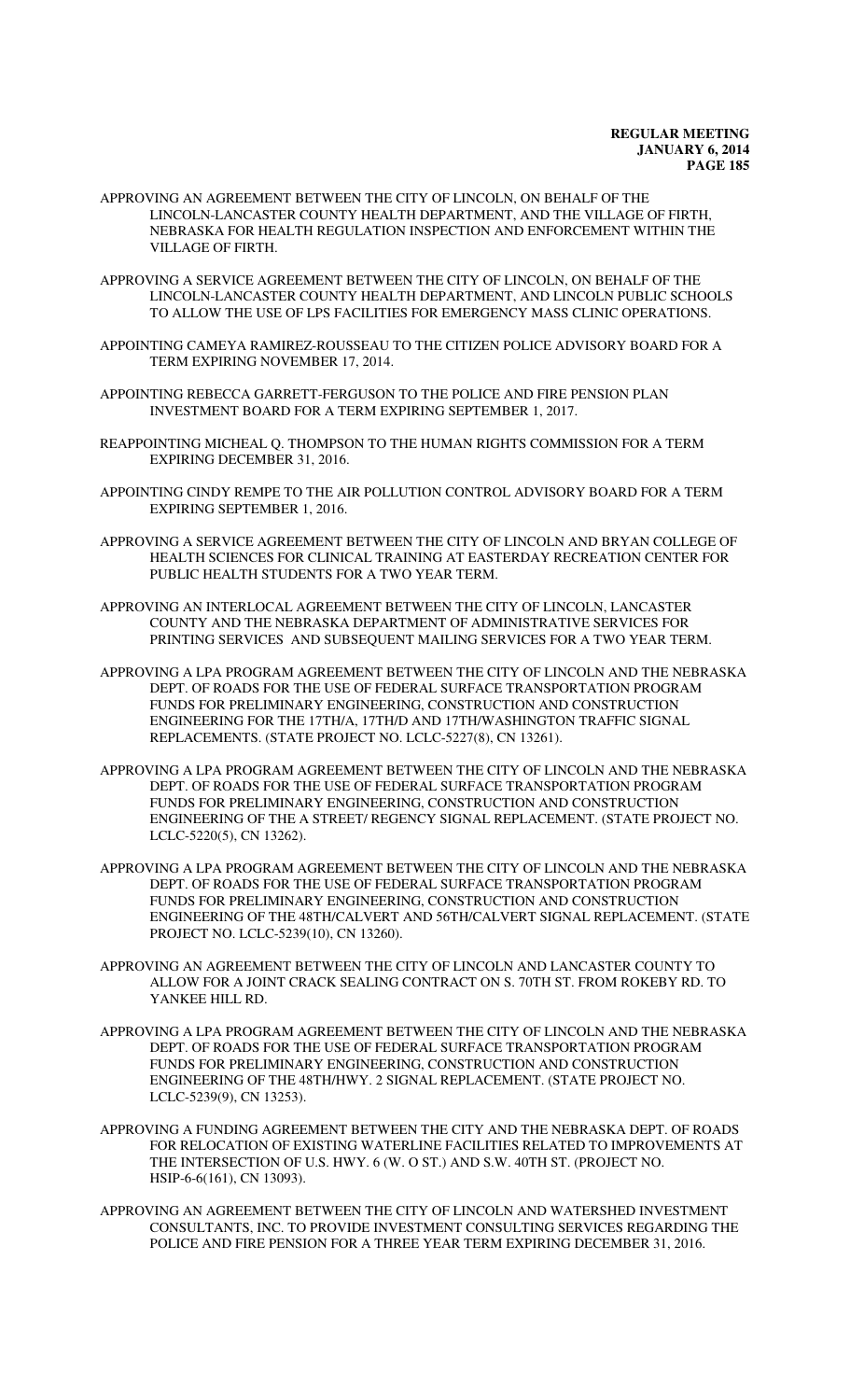APPROVING AN AGREEMENT BETWEEN THE CITY OF LINCOLN, ON BEHALF OF THE LINCOLN-LANCASTER COUNTY HEALTH DEPARTMENT, AND THE VILLAGE OF FIRTH, NEBRASKA FOR HEALTH REGULATION INSPECTION AND ENFORCEMENT WITHIN THE VILLAGE OF FIRTH.

APPROVING A SERVICE AGREEMENT BETWEEN THE CITY OF LINCOLN, ON BEHALF OF THE LINCOLN-LANCASTER COUNTY HEALTH DEPARTMENT, AND LINCOLN PUBLIC SCHOOLS TO ALLOW THE USE OF LPS FACILITIES FOR EMERGENCY MASS CLINIC OPERATIONS.

APPOINTING CAMEYA RAMIREZ-ROUSSEAU TO THE CITIZEN POLICE ADVISORY BOARD FOR A TERM EXPIRING NOVEMBER 17, 2014.

APPOINTING REBECCA GARRETT-FERGUSON TO THE POLICE AND FIRE PENSION PLAN INVESTMENT BOARD FOR A TERM EXPIRING SEPTEMBER 1, 2017.

REAPPOINTING MICHEAL Q. THOMPSON TO THE HUMAN RIGHTS COMMISSION FOR A TERM EXPIRING DECEMBER 31, 2016.

APPOINTING CINDY REMPE TO THE AIR POLLUTION CONTROL ADVISORY BOARD FOR A TERM EXPIRING SEPTEMBER 1, 2016.

APPROVING A SERVICE AGREEMENT BETWEEN THE CITY OF LINCOLN AND BRYAN COLLEGE OF HEALTH SCIENCES FOR CLINICAL TRAINING AT EASTERDAY RECREATION CENTER FOR PUBLIC HEALTH STUDENTS FOR A TWO YEAR TERM.

APPROVING AN INTERLOCAL AGREEMENT BETWEEN THE CITY OF LINCOLN, LANCASTER COUNTY AND THE NEBRASKA DEPARTMENT OF ADMINISTRATIVE SERVICES FOR PRINTING SERVICES AND SUBSEQUENT MAILING SERVICES FOR A TWO YEAR TERM.

APPROVING A LPA PROGRAM AGREEMENT BETWEEN THE CITY OF LINCOLN AND THE NEBRASKA DEPT. OF ROADS FOR THE USE OF FEDERAL SURFACE TRANSPORTATION PROGRAM FUNDS FOR PRELIMINARY ENGINEERING, CONSTRUCTION AND CONSTRUCTION ENGINEERING FOR THE 17TH/A, 17TH/D AND 17TH/WASHINGTON TRAFFIC SIGNAL REPLACEMENTS. (STATE PROJECT NO. LCLC-5227(8), CN 13261).

APPROVING A LPA PROGRAM AGREEMENT BETWEEN THE CITY OF LINCOLN AND THE NEBRASKA DEPT. OF ROADS FOR THE USE OF FEDERAL SURFACE TRANSPORTATION PROGRAM FUNDS FOR PRELIMINARY ENGINEERING, CONSTRUCTION AND CONSTRUCTION ENGINEERING OF THE A STREET/ REGENCY SIGNAL REPLACEMENT. (STATE PROJECT NO. LCLC-5220(5), CN 13262).

APPROVING A LPA PROGRAM AGREEMENT BETWEEN THE CITY OF LINCOLN AND THE NEBRASKA DEPT. OF ROADS FOR THE USE OF FEDERAL SURFACE TRANSPORTATION PROGRAM FUNDS FOR PRELIMINARY ENGINEERING, CONSTRUCTION AND CONSTRUCTION ENGINEERING OF THE 48TH/CALVERT AND 56TH/CALVERT SIGNAL REPLACEMENT. (STATE PROJECT NO. LCLC-5239(10), CN 13260).

APPROVING AN AGREEMENT BETWEEN THE CITY OF LINCOLN AND LANCASTER COUNTY TO ALLOW FOR A JOINT CRACK SEALING CONTRACT ON S. 70TH ST. FROM ROKEBY RD. TO YANKEE HILL RD.

APPROVING A LPA PROGRAM AGREEMENT BETWEEN THE CITY OF LINCOLN AND THE NEBRASKA DEPT. OF ROADS FOR THE USE OF FEDERAL SURFACE TRANSPORTATION PROGRAM FUNDS FOR PRELIMINARY ENGINEERING, CONSTRUCTION AND CONSTRUCTION ENGINEERING OF THE 48TH/HWY. 2 SIGNAL REPLACEMENT. (STATE PROJECT NO. LCLC-5239(9), CN 13253).

APPROVING A FUNDING AGREEMENT BETWEEN THE CITY AND THE NEBRASKA DEPT. OF ROADS FOR RELOCATION OF EXISTING WATERLINE FACILITIES RELATED TO IMPROVEMENTS AT THE INTERSECTION OF U.S. HWY. 6 (W. O ST.) AND S.W. 40TH ST. (PROJECT NO. HSIP-6-6(161), CN 13093).

APPROVING AN AGREEMENT BETWEEN THE CITY OF LINCOLN AND WATERSHED INVESTMENT CONSULTANTS, INC. TO PROVIDE INVESTMENT CONSULTING SERVICES REGARDING THE POLICE AND FIRE PENSION FOR A THREE YEAR TERM EXPIRING DECEMBER 31, 2016.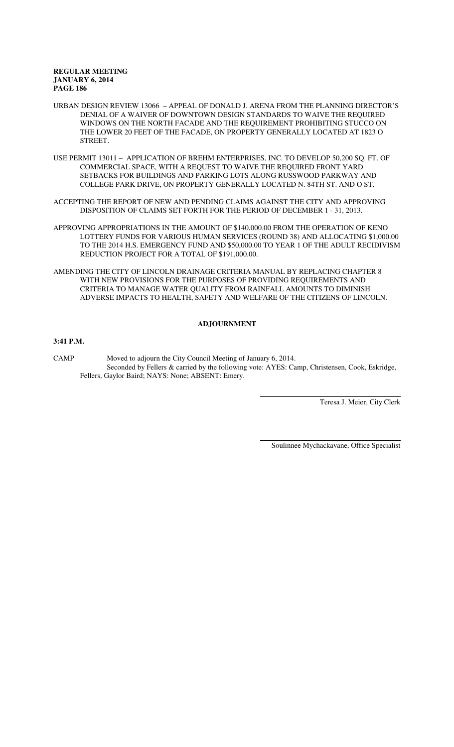URBAN DESIGN REVIEW 13066 – APPEAL OF DONALD J. ARENA FROM THE PLANNING DIRECTOR'S DENIAL OF A WAIVER OF DOWNTOWN DESIGN STANDARDS TO WAIVE THE REQUIRED WINDOWS ON THE NORTH FACADE AND THE REQUIREMENT PROHIBITING STUCCO ON THE LOWER 20 FEET OF THE FACADE, ON PROPERTY GENERALLY LOCATED AT 1823 O STREET.

USE PERMIT 13011 – APPLICATION OF BREHM ENTERPRISES, INC. TO DEVELOP 50,200 SQ. FT. OF COMMERCIAL SPACE, WITH A REQUEST TO WAIVE THE REQUIRED FRONT YARD SETBACKS FOR BUILDINGS AND PARKING LOTS ALONG RUSSWOOD PARKWAY AND COLLEGE PARK DRIVE, ON PROPERTY GENERALLY LOCATED N. 84TH ST. AND O ST.

ACCEPTING THE REPORT OF NEW AND PENDING CLAIMS AGAINST THE CITY AND APPROVING DISPOSITION OF CLAIMS SET FORTH FOR THE PERIOD OF DECEMBER 1 - 31, 2013.

APPROVING APPROPRIATIONS IN THE AMOUNT OF $140,000.00 FROM THE OPERATION OF KENO LOTTERY FUNDS FOR VARIOUS HUMAN SERVICES (ROUND 38) AND ALLOCATING $1,000.00 TO THE 2014 H.S. EMERGENCY FUND AND $50,000.00 TO YEAR 1 OF THE ADULT RECIDIVISM REDUCTION PROJECT FOR A TOTAL OF $191,000.00.

AMENDING THE CITY OF LINCOLN DRAINAGE CRITERIA MANUAL BY REPLACING CHAPTER 8 WITH NEW PROVISIONS FOR THE PURPOSES OF PROVIDING REQUIREMENTS AND CRITERIA TO MANAGE WATER QUALITY FROM RAINFALL AMOUNTS TO DIMINISH ADVERSE IMPACTS TO HEALTH, SAFETY AND WELFARE OF THE CITIZENS OF LINCOLN.

## ADJOURNMENT

**3:41 P.M.**

CAMP Moved to adjourn the City Council Meeting of January 6, 2014.
Seconded by Fellers & carried by the following vote: AYES: Camp, Christensen, Cook, Eskridge, Fellers, Gaylor Baird; NAYS: None; ABSENT: Emery.

Teresa J. Meier, City Clerk

Soulinnee Mychackavane, Office Specialist